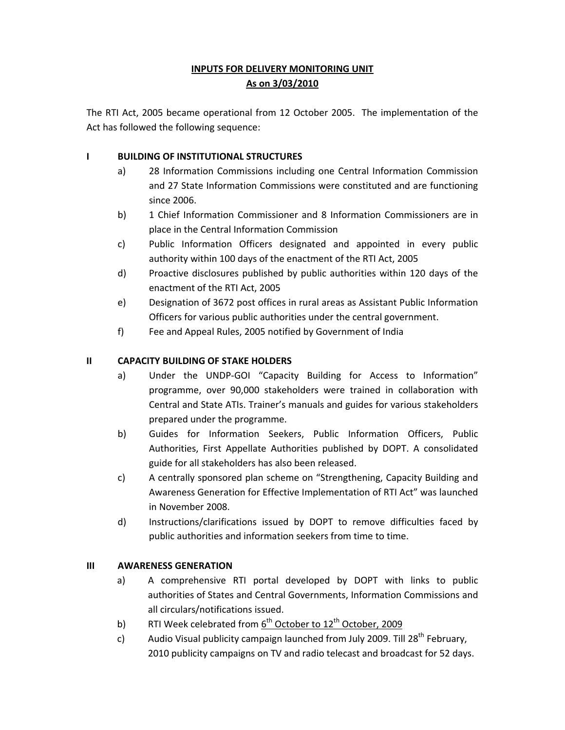# INPUTS FOR DELIVERY MONITORING UNIT
## As on 3/03/2010

The RTI Act, 2005 became operational from 12 October 2005. The implementation of the Act has followed the following sequence:

### I BUILDING OF INSTITUTIONAL STRUCTURES

a) 28 Information Commissions including one Central Information Commission and 27 State Information Commissions were constituted and are functioning since 2006.

b) 1 Chief Information Commissioner and 8 Information Commissioners are in place in the Central Information Commission

c) Public Information Officers designated and appointed in every public authority within 100 days of the enactment of the RTI Act, 2005

d) Proactive disclosures published by public authorities within 120 days of the enactment of the RTI Act, 2005

e) Designation of 3672 post offices in rural areas as Assistant Public Information Officers for various public authorities under the central government.

f) Fee and Appeal Rules, 2005 notified by Government of India

### II CAPACITY BUILDING OF STAKE HOLDERS

a) Under the UNDP-GOI "Capacity Building for Access to Information" programme, over 90,000 stakeholders were trained in collaboration with Central and State ATIs. Trainer's manuals and guides for various stakeholders prepared under the programme.

b) Guides for Information Seekers, Public Information Officers, Public Authorities, First Appellate Authorities published by DOPT. A consolidated guide for all stakeholders has also been released.

c) A centrally sponsored plan scheme on "Strengthening, Capacity Building and Awareness Generation for Effective Implementation of RTI Act" was launched in November 2008.

d) Instructions/clarifications issued by DOPT to remove difficulties faced by public authorities and information seekers from time to time.

### III AWARENESS GENERATION

a) A comprehensive RTI portal developed by DOPT with links to public authorities of States and Central Governments, Information Commissions and all circulars/notifications issued.

b) RTI Week celebrated from 6th October to 12th October, 2009

c) Audio Visual publicity campaign launched from July 2009. Till 28th February, 2010 publicity campaigns on TV and radio telecast and broadcast for 52 days.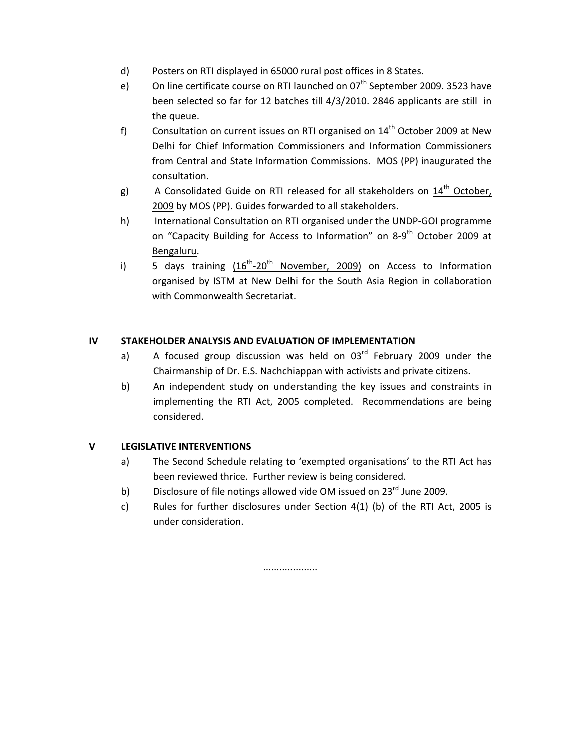d) Posters on RTI displayed in 65000 rural post offices in 8 States.

e) On line certificate course on RTI launched on 07th September 2009. 3523 have been selected so far for 12 batches till 4/3/2010. 2846 applicants are still in the queue.

f) Consultation on current issues on RTI organised on 14th October 2009 at New Delhi for Chief Information Commissioners and Information Commissioners from Central and State Information Commissions. MOS (PP) inaugurated the consultation.

g) A Consolidated Guide on RTI released for all stakeholders on 14th October, 2009 by MOS (PP). Guides forwarded to all stakeholders.

h) International Consultation on RTI organised under the UNDP-GOI programme on "Capacity Building for Access to Information" on 8-9th October 2009 at Bengaluru.

i) 5 days training (16th-20th November, 2009) on Access to Information organised by ISTM at New Delhi for the South Asia Region in collaboration with Commonwealth Secretariat.

## IV STAKEHOLDER ANALYSIS AND EVALUATION OF IMPLEMENTATION

a) A focused group discussion was held on 03rd February 2009 under the Chairmanship of Dr. E.S. Nachchiappan with activists and private citizens.

b) An independent study on understanding the key issues and constraints in implementing the RTI Act, 2005 completed. Recommendations are being considered.

## V LEGISLATIVE INTERVENTIONS

a) The Second Schedule relating to 'exempted organisations' to the RTI Act has been reviewed thrice. Further review is being considered.

b) Disclosure of file notings allowed vide OM issued on 23rd June 2009.

c) Rules for further disclosures under Section 4(1) (b) of the RTI Act, 2005 is under consideration.

...................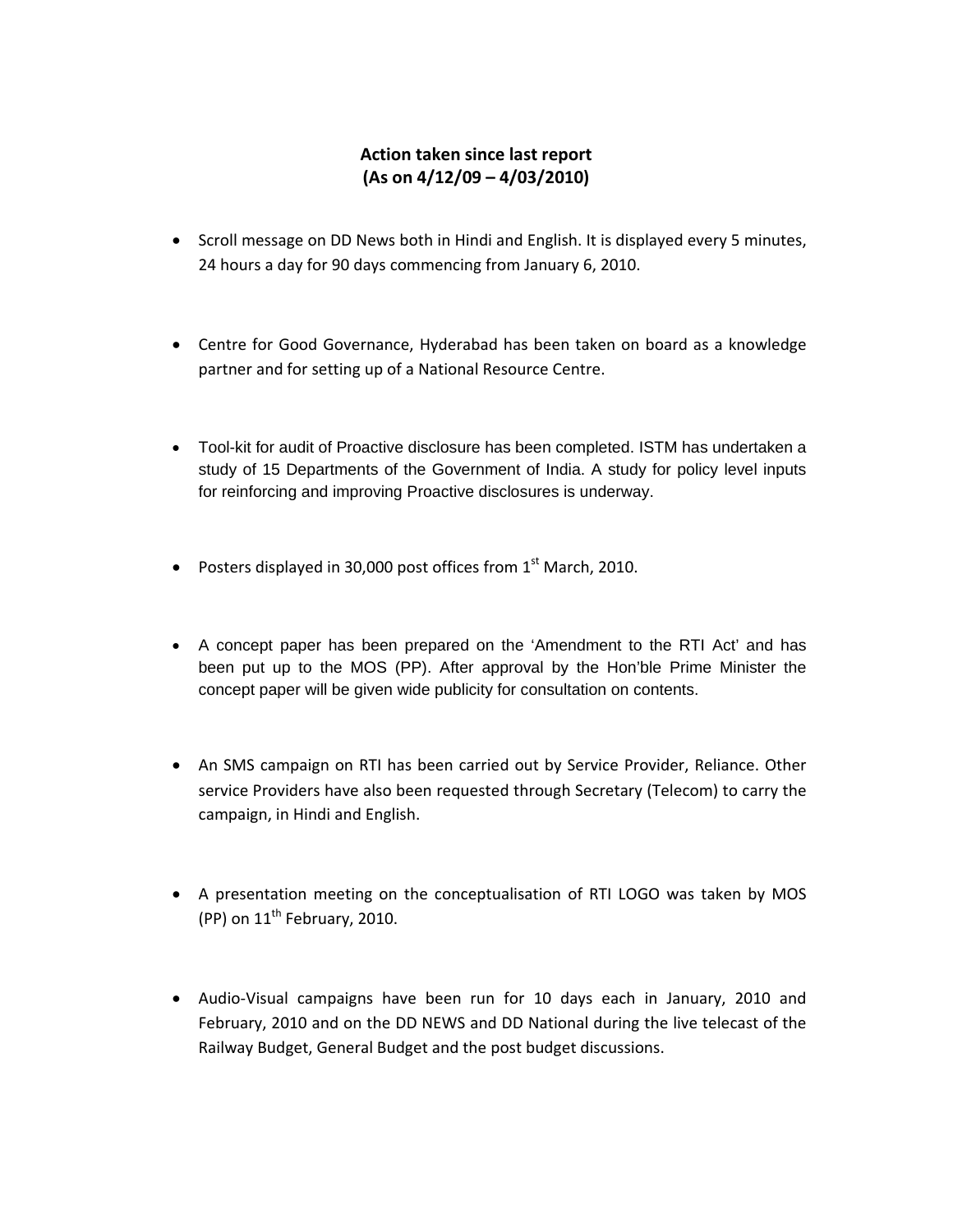## Action taken since last report
## (As on 4/12/09 – 4/03/2010)

- Scroll message on DD News both in Hindi and English. It is displayed every 5 minutes, 24 hours a day for 90 days commencing from January 6, 2010.

- Centre for Good Governance, Hyderabad has been taken on board as a knowledge partner and for setting up of a National Resource Centre.

- Tool-kit for audit of Proactive disclosure has been completed. ISTM has undertaken a study of 15 Departments of the Government of India. A study for policy level inputs for reinforcing and improving Proactive disclosures is underway.

- Posters displayed in 30,000 post offices from 1st March, 2010.

- A concept paper has been prepared on the 'Amendment to the RTI Act' and has been put up to the MOS (PP). After approval by the Hon'ble Prime Minister the concept paper will be given wide publicity for consultation on contents.

- An SMS campaign on RTI has been carried out by Service Provider, Reliance. Other service Providers have also been requested through Secretary (Telecom) to carry the campaign, in Hindi and English.

- A presentation meeting on the conceptualisation of RTI LOGO was taken by MOS (PP) on 11th February, 2010.

- Audio-Visual campaigns have been run for 10 days each in January, 2010 and February, 2010 and on the DD NEWS and DD National during the live telecast of the Railway Budget, General Budget and the post budget discussions.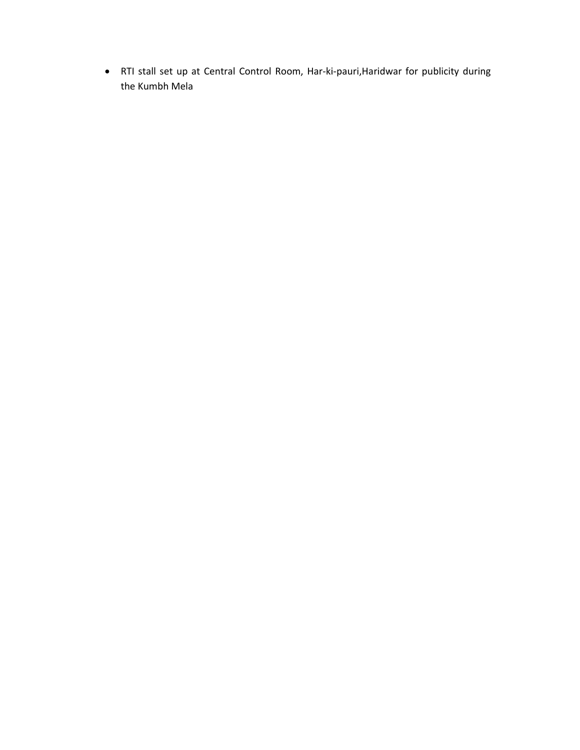- RTI stall set up at Central Control Room, Har-ki-pauri,Haridwar for publicity during the Kumbh Mela